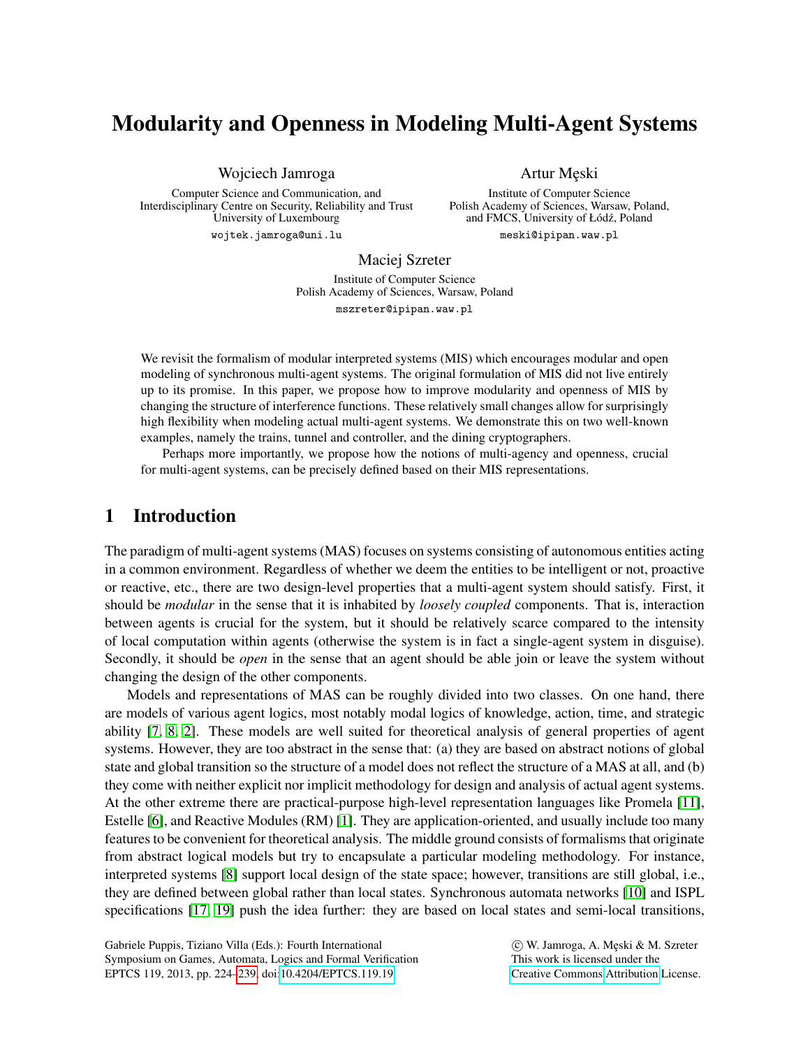# Modularity and Openness in Modeling Multi-Agent Systems

Wojciech Jamroga
Computer Science and Communication, and
Interdisciplinary Centre on Security, Reliability and Trust
University of Luxembourg
wojtek.jamroga@uni.lu

Artur Męski
Institute of Computer Science
Polish Academy of Sciences, Warsaw, Poland,
and FMCS, University of Łódź, Poland
meski@ipipan.waw.pl

Maciej Szreter
Institute of Computer Science
Polish Academy of Sciences, Warsaw, Poland
mszreter@ipipan.waw.pl

We revisit the formalism of modular interpreted systems (MIS) which encourages modular and open modeling of synchronous multi-agent systems. The original formulation of MIS did not live entirely up to its promise. In this paper, we propose how to improve modularity and openness of MIS by changing the structure of interference functions. These relatively small changes allow for surprisingly high flexibility when modeling actual multi-agent systems. We demonstrate this on two well-known examples, namely the trains, tunnel and controller, and the dining cryptographers.

Perhaps more importantly, we propose how the notions of multi-agency and openness, crucial for multi-agent systems, can be precisely defined based on their MIS representations.

## 1 Introduction

The paradigm of multi-agent systems (MAS) focuses on systems consisting of autonomous entities acting in a common environment. Regardless of whether we deem the entities to be intelligent or not, proactive or reactive, etc., there are two design-level properties that a multi-agent system should satisfy. First, it should be *modular* in the sense that it is inhabited by *loosely coupled* components. That is, interaction between agents is crucial for the system, but it should be relatively scarce compared to the intensity of local computation within agents (otherwise the system is in fact a single-agent system in disguise). Secondly, it should be *open* in the sense that an agent should be able join or leave the system without changing the design of the other components.

Models and representations of MAS can be roughly divided into two classes. On one hand, there are models of various agent logics, most notably modal logics of knowledge, action, time, and strategic ability [7, 8, 2]. These models are well suited for theoretical analysis of general properties of agent systems. However, they are too abstract in the sense that: (a) they are based on abstract notions of global state and global transition so the structure of a model does not reflect the structure of a MAS at all, and (b) they come with neither explicit nor implicit methodology for design and analysis of actual agent systems. At the other extreme there are practical-purpose high-level representation languages like Promela [11], Estelle [6], and Reactive Modules (RM) [1]. They are application-oriented, and usually include too many features to be convenient for theoretical analysis. The middle ground consists of formalisms that originate from abstract logical models but try to encapsulate a particular modeling methodology. For instance, interpreted systems [8] support local design of the state space; however, transitions are still global, i.e., they are defined between global rather than local states. Synchronous automata networks [10] and ISPL specifications [17, 19] push the idea further: they are based on local states and semi-local transitions,

Gabriele Puppis, Tiziano Villa (Eds.): Fourth International Symposium on Games, Automata, Logics and Formal Verification
EPTCS 119, 2013, pp. 224–239, doi:10.4204/EPTCS.119.19

© W. Jamroga, A. Męski & M. Szreter
This work is licensed under the Creative Commons Attribution License.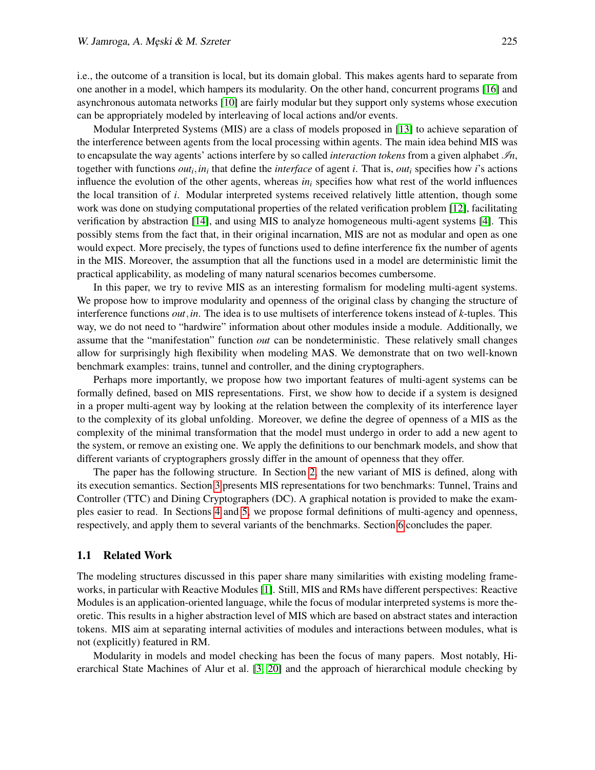i.e., the outcome of a transition is local, but its domain global. This makes agents hard to separate from one another in a model, which hampers its modularity. On the other hand, concurrent programs [16] and asynchronous automata networks [10] are fairly modular but they support only systems whose execution can be appropriately modeled by interleaving of local actions and/or events.

Modular Interpreted Systems (MIS) are a class of models proposed in [13] to achieve separation of the interference between agents from the local processing within agents. The main idea behind MIS was to encapsulate the way agents' actions interfere by so called *interaction tokens* from a given alphabet $\mathscr{In}$, together with functions $out_i, in_i$ that define the *interface* of agent $i$. That is, $out_i$ specifies how $i$'s actions influence the evolution of the other agents, whereas $in_i$ specifies how what rest of the world influences the local transition of $i$. Modular interpreted systems received relatively little attention, though some work was done on studying computational properties of the related verification problem [12], facilitating verification by abstraction [14], and using MIS to analyze homogeneous multi-agent systems [4]. This possibly stems from the fact that, in their original incarnation, MIS are not as modular and open as one would expect. More precisely, the types of functions used to define interference fix the number of agents in the MIS. Moreover, the assumption that all the functions used in a model are deterministic limit the practical applicability, as modeling of many natural scenarios becomes cumbersome.

In this paper, we try to revive MIS as an interesting formalism for modeling multi-agent systems. We propose how to improve modularity and openness of the original class by changing the structure of interference functions $out, in$. The idea is to use multisets of interference tokens instead of $k$-tuples. This way, we do not need to "hardwire" information about other modules inside a module. Additionally, we assume that the "manifestation" function $out$ can be nondeterministic. These relatively small changes allow for surprisingly high flexibility when modeling MAS. We demonstrate that on two well-known benchmark examples: trains, tunnel and controller, and the dining cryptographers.

Perhaps more importantly, we propose how two important features of multi-agent systems can be formally defined, based on MIS representations. First, we show how to decide if a system is designed in a proper multi-agent way by looking at the relation between the complexity of its interference layer to the complexity of its global unfolding. Moreover, we define the degree of openness of a MIS as the complexity of the minimal transformation that the model must undergo in order to add a new agent to the system, or remove an existing one. We apply the definitions to our benchmark models, and show that different variants of cryptographers grossly differ in the amount of openness that they offer.

The paper has the following structure. In Section 2, the new variant of MIS is defined, along with its execution semantics. Section 3 presents MIS representations for two benchmarks: Tunnel, Trains and Controller (TTC) and Dining Cryptographers (DC). A graphical notation is provided to make the examples easier to read. In Sections 4 and 5, we propose formal definitions of multi-agency and openness, respectively, and apply them to several variants of the benchmarks. Section 6 concludes the paper.

### 1.1 Related Work

The modeling structures discussed in this paper share many similarities with existing modeling frameworks, in particular with Reactive Modules [1]. Still, MIS and RMs have different perspectives: Reactive Modules is an application-oriented language, while the focus of modular interpreted systems is more theoretic. This results in a higher abstraction level of MIS which are based on abstract states and interaction tokens. MIS aim at separating internal activities of modules and interactions between modules, what is not (explicitly) featured in RM.

Modularity in models and model checking has been the focus of many papers. Most notably, Hierarchical State Machines of Alur et al. [3, 20] and the approach of hierarchical module checking by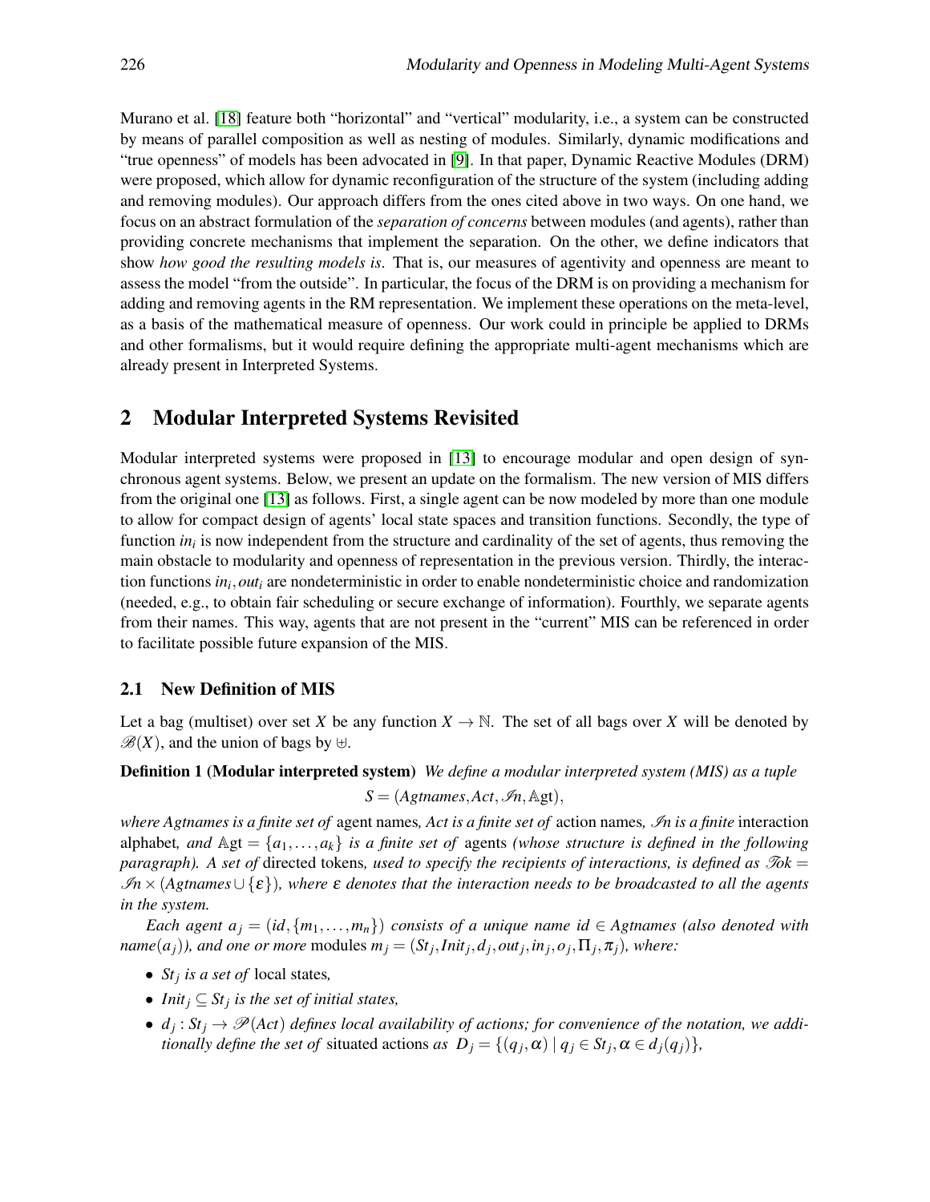Murano et al. [18] feature both "horizontal" and "vertical" modularity, i.e., a system can be constructed by means of parallel composition as well as nesting of modules. Similarly, dynamic modifications and "true openness" of models has been advocated in [9]. In that paper, Dynamic Reactive Modules (DRM) were proposed, which allow for dynamic reconfiguration of the structure of the system (including adding and removing modules). Our approach differs from the ones cited above in two ways. On one hand, we focus on an abstract formulation of the *separation of concerns* between modules (and agents), rather than providing concrete mechanisms that implement the separation. On the other, we define indicators that show *how good the resulting models is*. That is, our measures of agentivity and openness are meant to assess the model "from the outside". In particular, the focus of the DRM is on providing a mechanism for adding and removing agents in the RM representation. We implement these operations on the meta-level, as a basis of the mathematical measure of openness. Our work could in principle be applied to DRMs and other formalisms, but it would require defining the appropriate multi-agent mechanisms which are already present in Interpreted Systems.

## 2 Modular Interpreted Systems Revisited

Modular interpreted systems were proposed in [13] to encourage modular and open design of synchronous agent systems. Below, we present an update on the formalism. The new version of MIS differs from the original one [13] as follows. First, a single agent can be now modeled by more than one module to allow for compact design of agents' local state spaces and transition functions. Secondly, the type of function $in_i$ is now independent from the structure and cardinality of the set of agents, thus removing the main obstacle to modularity and openness of representation in the previous version. Thirdly, the interaction functions $in_i, out_i$ are nondeterministic in order to enable nondeterministic choice and randomization (needed, e.g., to obtain fair scheduling or secure exchange of information). Fourthly, we separate agents from their names. This way, agents that are not present in the "current" MIS can be referenced in order to facilitate possible future expansion of the MIS.

### 2.1 New Definition of MIS

Let a bag (multiset) over set $X$ be any function $X \to \mathbb{N}$. The set of all bags over $X$ will be denoted by $\mathscr{B}(X)$, and the union of bags by $\uplus$.

**Definition 1 (Modular interpreted system)** *We define a modular interpreted system (MIS) as a tuple*

$$S = (Agtnames, Act, \mathscr{In}, \mathbb{A}\mathrm{gt}),$$

*where Agtnames is a finite set of* agent names*, Act is a finite set of* action names*, $\mathscr{In}$ is a finite* interaction alphabet*, and $\mathbb{A}\mathrm{gt} = \{a_1, \dots, a_k\}$ is a finite set of* agents *(whose structure is defined in the following paragraph). A set of* directed tokens*, used to specify the recipients of interactions, is defined as $\mathscr{Tok} = \mathscr{In} \times (Agtnames \cup \{\varepsilon\})$, where $\varepsilon$ denotes that the interaction needs to be broadcasted to all the agents in the system.*

*Each agent $a_j = (id, \{m_1, \dots, m_n\})$ consists of a unique name $id \in Agtnames$ (also denoted with $name(a_j)$), and one or more* modules *$m_j = (St_j, Init_j, d_j, out_j, in_j, o_j, \Pi_j, \pi_j)$, where:*

- *$St_j$ is a set of* local states*,*
- *$Init_j \subseteq St_j$ is the set of initial states,*
- *$d_j : St_j \to \mathscr{P}(Act)$ defines local availability of actions; for convenience of the notation, we additionally define the set of* situated actions *as $D_j = \{(q_j, \alpha) \mid q_j \in St_j, \alpha \in d_j(q_j)\}$,*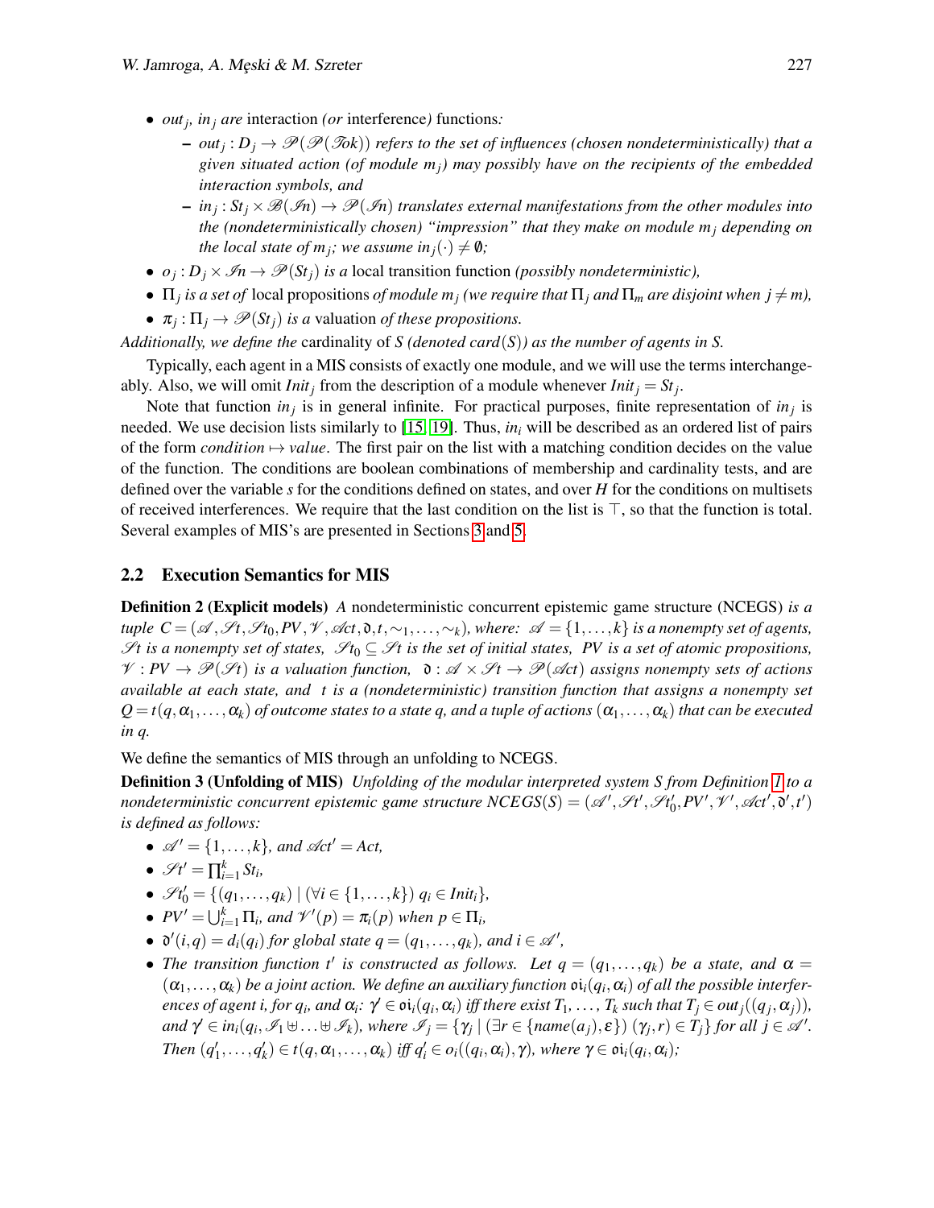- $out_j$, $in_j$ *are* interaction *(or* interference*)* functions*:*
  - $out_j : D_j \to \mathscr{P}(\mathscr{P}(\mathscr{T}ok))$ *refers to the set of influences (chosen nondeterministically) that a given situated action (of module $m_j$) may possibly have on the recipients of the embedded interaction symbols, and*
  - $in_j : St_j \times \mathscr{B}(\mathscr{I}n) \to \mathscr{P}(\mathscr{I}n)$ *translates external manifestations from the other modules into the (nondeterministically chosen) "impression" that they make on module $m_j$ depending on the local state of $m_j$; we assume $in_j(\cdot) \neq \emptyset$;*
- $o_j : D_j \times \mathscr{I}n \to \mathscr{P}(St_j)$ *is a* local transition function *(possibly nondeterministic),*
- $\Pi_j$ *is a set of* local propositions *of module $m_j$ (we require that $\Pi_j$ and $\Pi_m$ are disjoint when $j \neq m$),*
- $\pi_j : \Pi_j \to \mathscr{P}(St_j)$ *is a* valuation *of these propositions.*

*Additionally, we define the* cardinality *of S (denoted card(S)) as the number of agents in S.*

Typically, each agent in a MIS consists of exactly one module, and we will use the terms interchangeably. Also, we will omit $Init_j$ from the description of a module whenever $Init_j = St_j$.

Note that function $in_j$ is in general infinite. For practical purposes, finite representation of $in_j$ is needed. We use decision lists similarly to [15, 19]. Thus, $in_i$ will be described as an ordered list of pairs of the form *condition* $\mapsto$ *value*. The first pair on the list with a matching condition decides on the value of the function. The conditions are boolean combinations of membership and cardinality tests, and are defined over the variable $s$ for the conditions defined on states, and over $H$ for the conditions on multisets of received interferences. We require that the last condition on the list is $\top$, so that the function is total. Several examples of MIS's are presented in Sections 3 and 5.

## 2.2 Execution Semantics for MIS

**Definition 2 (Explicit models)** *A* nondeterministic concurrent epistemic game structure (NCEGS) *is a tuple $C = (\mathscr{A}, \mathscr{S}t, \mathscr{S}t_0, PV, \mathscr{V}, \mathscr{A}ct, \mathfrak{d}, t, \sim_1, \ldots, \sim_k)$, where: $\mathscr{A} = \{1, \ldots, k\}$ is a nonempty set of agents, $\mathscr{S}t$ is a nonempty set of states, $\mathscr{S}t_0 \subseteq \mathscr{S}t$ is the set of initial states, $PV$ is a set of atomic propositions, $\mathscr{V} : PV \to \mathscr{P}(\mathscr{S}t)$ is a valuation function, $\mathfrak{d} : \mathscr{A} \times \mathscr{S}t \to \mathscr{P}(\mathscr{A}ct)$ assigns nonempty sets of actions available at each state, and $t$ is a (nondeterministic) transition function that assigns a nonempty set $Q = t(q, \alpha_1, \ldots, \alpha_k)$ of outcome states to a state $q$, and a tuple of actions $(\alpha_1, \ldots, \alpha_k)$ that can be executed in $q$.*

We define the semantics of MIS through an unfolding to NCEGS.

**Definition 3 (Unfolding of MIS)** *Unfolding of the modular interpreted system S from Definition 1 to a nondeterministic concurrent epistemic game structure $NCEGS(S) = (\mathscr{A}', \mathscr{S}t', \mathscr{S}t'_0, PV', \mathscr{V}', \mathscr{A}ct', \mathfrak{d}', t')$ is defined as follows:*

- $\mathscr{A}' = \{1, \ldots, k\}$*, and* $\mathscr{A}ct' = Act$*,*
- $\mathscr{S}t' = \prod_{i=1}^{k} St_i$*,*
- $\mathscr{S}t'_0 = \{(q_1, \ldots, q_k) \mid (\forall i \in \{1, \ldots, k\})\ q_i \in Init_i\}$*,*
- $PV' = \bigcup_{i=1}^{k} \Pi_i$*, and* $\mathscr{V}'(p) = \pi_i(p)$ *when* $p \in \Pi_i$*,*
- $\mathfrak{d}'(i, q) = d_i(q_i)$ *for global state* $q = (q_1, \ldots, q_k)$*, and* $i \in \mathscr{A}'$*,*
- *The transition function $t'$ is constructed as follows. Let $q = (q_1, \ldots, q_k)$ be a state, and $\alpha = (\alpha_1, \ldots, \alpha_k)$ be a joint action. We define an auxiliary function $\mathfrak{oi}_i(q_i, \alpha_i)$ of all the possible interferences of agent i, for $q_i$, and $\alpha_i$: $\gamma' \in \mathfrak{oi}_i(q_i, \alpha_i)$ iff there exist $T_1, \ldots, T_k$ such that $T_j \in out_j((q_j, \alpha_j))$, and $\gamma' \in in_i(q_i, \mathscr{I}_1 \uplus \ldots \uplus \mathscr{I}_k)$, where $\mathscr{I}_j = \{\gamma_j \mid (\exists r \in \{name(a_j), \varepsilon\})\ (\gamma_j, r) \in T_j\}$ for all $j \in \mathscr{A}'$. Then $(q'_1, \ldots, q'_k) \in t(q, \alpha_1, \ldots, \alpha_k)$ iff $q'_i \in o_i((q_i, \alpha_i), \gamma)$, where $\gamma \in \mathfrak{oi}_i(q_i, \alpha_i)$;*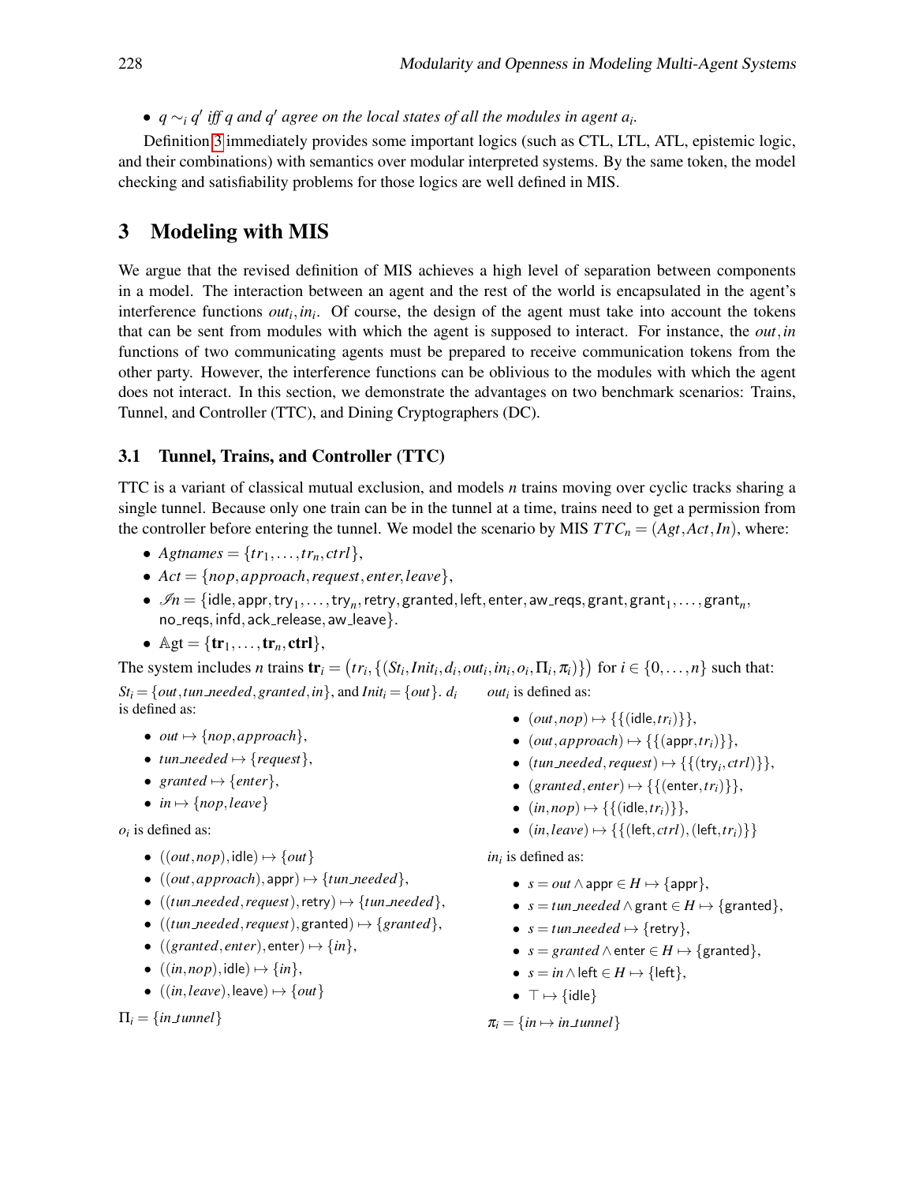- $q \sim_i q'$ *iff* $q$ *and* $q'$ *agree on the local states of all the modules in agent* $a_i$.

Definition 3 immediately provides some important logics (such as CTL, LTL, ATL, epistemic logic, and their combinations) with semantics over modular interpreted systems. By the same token, the model checking and satisfiability problems for those logics are well defined in MIS.

## 3 Modeling with MIS

We argue that the revised definition of MIS achieves a high level of separation between components in a model. The interaction between an agent and the rest of the world is encapsulated in the agent's interference functions $out_i, in_i$. Of course, the design of the agent must take into account the tokens that can be sent from modules with which the agent is supposed to interact. For instance, the $out, in$ functions of two communicating agents must be prepared to receive communication tokens from the other party. However, the interference functions can be oblivious to the modules with which the agent does not interact. In this section, we demonstrate the advantages on two benchmark scenarios: Trains, Tunnel, and Controller (TTC), and Dining Cryptographers (DC).

### 3.1 Tunnel, Trains, and Controller (TTC)

TTC is a variant of classical mutual exclusion, and models $n$ trains moving over cyclic tracks sharing a single tunnel. Because only one train can be in the tunnel at a time, trains need to get a permission from the controller before entering the tunnel. We model the scenario by MIS $TTC_n = (Agt, Act, In)$, where:

- $Agtnames = \{tr_1, \ldots, tr_n, ctrl\}$,
- $Act = \{nop, approach, request, enter, leave\}$,
- $\mathscr{In} = \{\mathsf{idle}, \mathsf{appr}, \mathsf{try}_1, \ldots, \mathsf{try}_n, \mathsf{retry}, \mathsf{granted}, \mathsf{left}, \mathsf{enter}, \mathsf{aw\_reqs}, \mathsf{grant}, \mathsf{grant}_1, \ldots, \mathsf{grant}_n,$ $\mathsf{no\_reqs}, \mathsf{infd}, \mathsf{ack\_release}, \mathsf{aw\_leave}\}$.
- $\mathbb{A}\mathrm{gt} = \{\mathbf{tr}_1, \ldots, \mathbf{tr}_n, \mathbf{ctrl}\}$,

The system includes $n$ trains $\mathbf{tr}_i = \big(tr_i, \{(St_i, Init_i, d_i, out_i, in_i, o_i, \Pi_i, \pi_i)\}\big)$ for $i \in \{0, \ldots, n\}$ such that:

$St_i = \{out, tun\_needed, granted, in\}$, and $Init_i = \{out\}$. $d_i$ is defined as:

- $out \mapsto \{nop, approach\}$,
- $tun\_needed \mapsto \{request\}$,
- $granted \mapsto \{enter\}$,
- $in \mapsto \{nop, leave\}$

$o_i$ is defined as:

- $((out, nop), \mathsf{idle}) \mapsto \{out\}$
- $((out, approach), \mathsf{appr}) \mapsto \{tun\_needed\}$,
- $((tun\_needed, request), \mathsf{retry}) \mapsto \{tun\_needed\}$,
- $((tun\_needed, request), \mathsf{granted}) \mapsto \{granted\}$,
- $((granted, enter), \mathsf{enter}) \mapsto \{in\}$,
- $((in, nop), \mathsf{idle}) \mapsto \{in\}$,
- $((in, leave), \mathsf{leave}) \mapsto \{out\}$

$\Pi_i = \{in\_tunnel\}$

$out_i$ is defined as:

- $(out, nop) \mapsto \{\{(\mathsf{idle}, tr_i)\}\}$,
- $(out, approach) \mapsto \{\{(\mathsf{appr}, tr_i)\}\}$,
- $(tun\_needed, request) \mapsto \{\{(\mathsf{try}_i, ctrl)\}\}$,
- $(granted, enter) \mapsto \{\{(\mathsf{enter}, tr_i)\}\}$,
- $(in, nop) \mapsto \{\{(\mathsf{idle}, tr_i)\}\}$,
- $(in, leave) \mapsto \{\{(\mathsf{left}, ctrl), (\mathsf{left}, tr_i)\}\}$

$in_i$ is defined as:

- $s = out \wedge \mathsf{appr} \in H \mapsto \{\mathsf{appr}\}$,
- $s = tun\_needed \wedge \mathsf{grant} \in H \mapsto \{\mathsf{granted}\}$,
- $s = tun\_needed \mapsto \{\mathsf{retry}\}$,
- $s = granted \wedge \mathsf{enter} \in H \mapsto \{\mathsf{granted}\}$,
- $s = in \wedge \mathsf{left} \in H \mapsto \{\mathsf{left}\}$,
- $\top \mapsto \{\mathsf{idle}\}$

$\pi_i = \{in \mapsto in\_tunnel\}$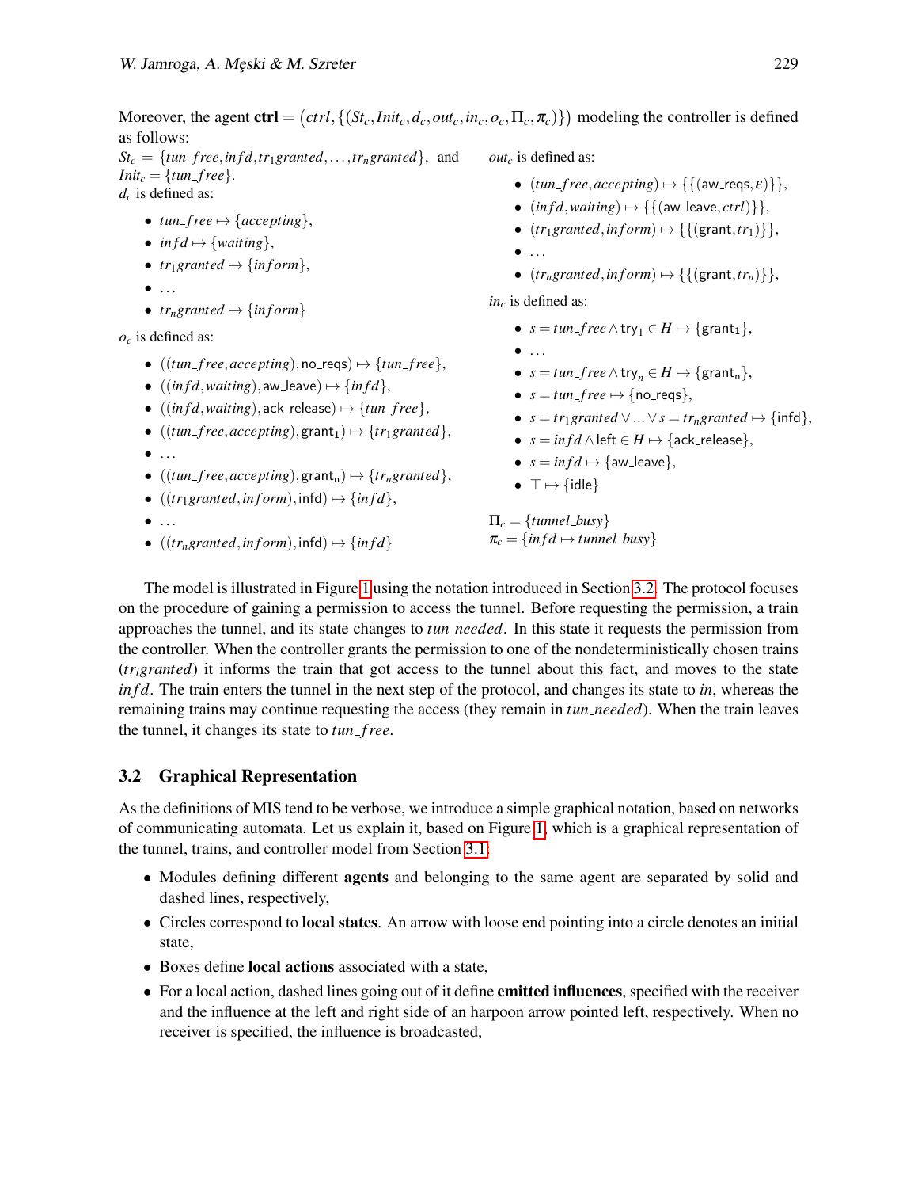Moreover, the agent $\mathbf{ctrl} = \big(ctrl, \{(St_c, Init_c, d_c, out_c, in_c, o_c, \Pi_c, \pi_c)\}\big)$ modeling the controller is defined as follows:

$St_c = \{tun\_free, infd, tr_1granted, \ldots, tr_ngranted\}$, and $Init_c = \{tun\_free\}$.

$d_c$ is defined as:

- $tun\_free \mapsto \{accepting\}$,
- $infd \mapsto \{waiting\}$,
- $tr_1granted \mapsto \{inform\}$,
- $\ldots$
- $tr_ngranted \mapsto \{inform\}$

$o_c$ is defined as:

- $((tun\_free, accepting), \mathsf{no\_reqs}) \mapsto \{tun\_free\}$,
- $((infd, waiting), \mathsf{aw\_leave}) \mapsto \{infd\}$,
- $((infd, waiting), \mathsf{ack\_release}) \mapsto \{tun\_free\}$,
- $((tun\_free, accepting), \mathsf{grant_1}) \mapsto \{tr_1granted\}$,
- $\ldots$
- $((tun\_free, accepting), \mathsf{grant_n}) \mapsto \{tr_ngranted\}$,
- $((tr_1granted, inform), \mathsf{infd}) \mapsto \{infd\}$,
- $\ldots$
- $((tr_ngranted, inform), \mathsf{infd}) \mapsto \{infd\}$

$out_c$ is defined as:

- $(tun\_free, accepting) \mapsto \{\{(\mathsf{aw\_reqs}, \varepsilon)\}\}$,
- $(infd, waiting) \mapsto \{\{(\mathsf{aw\_leave}, ctrl)\}\}$,
- $(tr_1granted, inform) \mapsto \{\{(\mathsf{grant}, tr_1)\}\}$,
- $\ldots$
- $(tr_ngranted, inform) \mapsto \{\{(\mathsf{grant}, tr_n)\}\}$,

$in_c$ is defined as:

- $s = tun\_free \wedge \mathsf{try}_1 \in H \mapsto \{\mathsf{grant_1}\}$,
- $\ldots$
- $s = tun\_free \wedge \mathsf{try}_n \in H \mapsto \{\mathsf{grant_n}\}$,
- $s = tun\_free \mapsto \{\mathsf{no\_reqs}\}$,
- $s = tr_1granted \vee \ldots \vee s = tr_ngranted \mapsto \{\mathsf{infd}\}$,
- $s = infd \wedge \mathsf{left} \in H \mapsto \{\mathsf{ack\_release}\}$,
- $s = infd \mapsto \{\mathsf{aw\_leave}\}$,
- $\top \mapsto \{\mathsf{idle}\}$

$\Pi_c = \{tunnel\_busy\}$

$\pi_c = \{infd \mapsto tunnel\_busy\}$

The model is illustrated in Figure 1 using the notation introduced in Section 3.2. The protocol focuses on the procedure of gaining a permission to access the tunnel. Before requesting the permission, a train approaches the tunnel, and its state changes to $tun\_needed$. In this state it requests the permission from the controller. When the controller grants the permission to one of the nondeterministically chosen trains ($tr_igranted$) it informs the train that got access to the tunnel about this fact, and moves to the state $infd$. The train enters the tunnel in the next step of the protocol, and changes its state to $in$, whereas the remaining trains may continue requesting the access (they remain in $tun\_needed$). When the train leaves the tunnel, it changes its state to $tun\_free$.

### 3.2 Graphical Representation

As the definitions of MIS tend to be verbose, we introduce a simple graphical notation, based on networks of communicating automata. Let us explain it, based on Figure 1, which is a graphical representation of the tunnel, trains, and controller model from Section 3.1:

- Modules defining different **agents** and belonging to the same agent are separated by solid and dashed lines, respectively,
- Circles correspond to **local states**. An arrow with loose end pointing into a circle denotes an initial state,
- Boxes define **local actions** associated with a state,
- For a local action, dashed lines going out of it define **emitted influences**, specified with the receiver and the influence at the left and right side of an harpoon arrow pointed left, respectively. When no receiver is specified, the influence is broadcasted,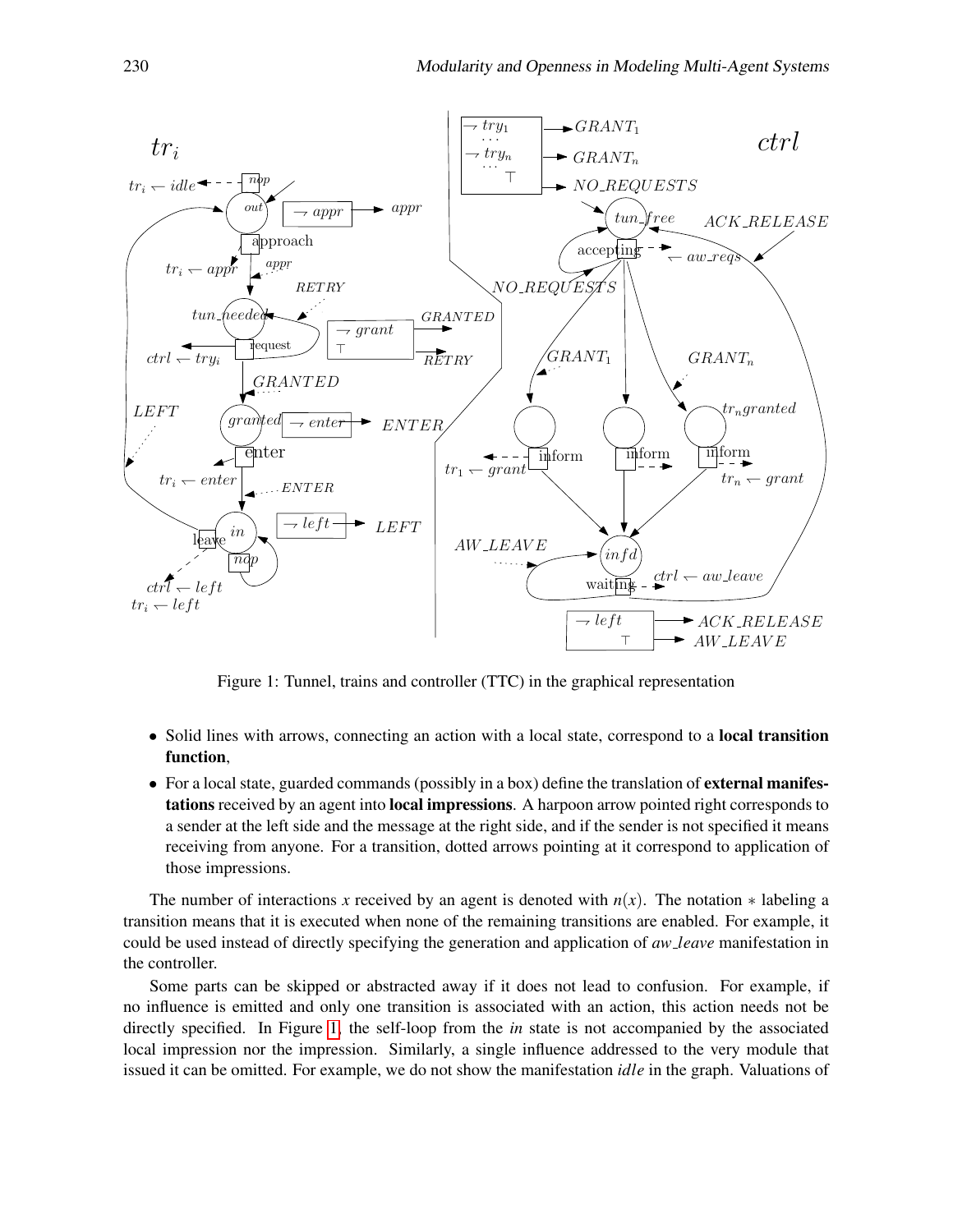Figure 1: Tunnel, trains and controller (TTC) in the graphical representation

- Solid lines with arrows, connecting an action with a local state, correspond to a **local transition function**,
- For a local state, guarded commands (possibly in a box) define the translation of **external manifestations** received by an agent into **local impressions**. A harpoon arrow pointed right corresponds to a sender at the left side and the message at the right side, and if the sender is not specified it means receiving from anyone. For a transition, dotted arrows pointing at it correspond to application of those impressions.

The number of interactions $x$ received by an agent is denoted with $n(x)$. The notation $*$ labeling a transition means that it is executed when none of the remaining transitions are enabled. For example, it could be used instead of directly specifying the generation and application of *aw_leave* manifestation in the controller.

Some parts can be skipped or abstracted away if it does not lead to confusion. For example, if no influence is emitted and only one transition is associated with an action, this action needs not be directly specified. In Figure 1, the self-loop from the *in* state is not accompanied by the associated local impression nor the impression. Similarly, a single influence addressed to the very module that issued it can be omitted. For example, we do not show the manifestation *idle* in the graph. Valuations of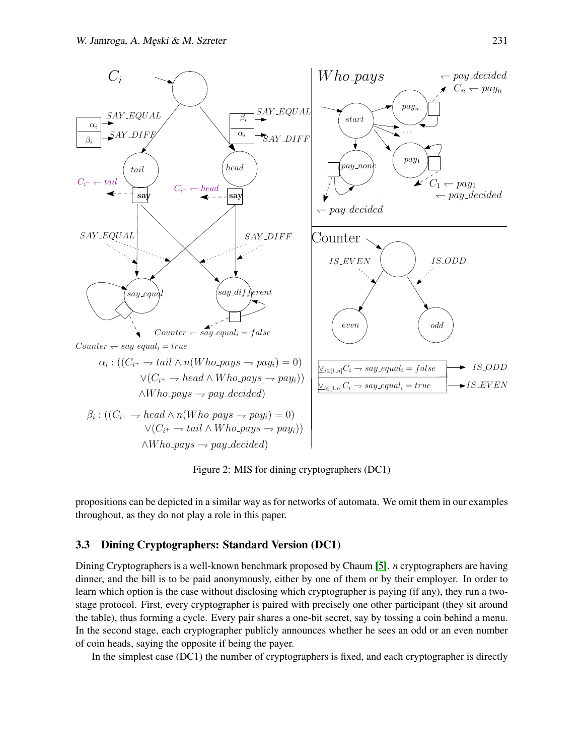$C_i$

$SAY\_EQUAL$ $SAY\_DIFF$

$\alpha_i : ((C_{i^+} \rightharpoonup tail \land n(Who\_pays \rightharpoonup pay_i) = 0)$
$\lor (C_{i^+} \rightharpoonup head \land Who\_pays \rightharpoonup pay_i))$
$\land Who\_pays \rightharpoonup pay\_decided)$

$\beta_i : ((C_{i^+} \rightharpoonup head \land n(Who\_pays \rightharpoonup pay_i) = 0)$
$\lor (C_{i^+} \rightharpoonup tail \land Who\_pays \rightharpoonup pay_i))$
$\land Who\_pays \rightharpoonup pay\_decided)$

$Who\_pays$

Counter

$\veebar_{i \in [1,n]} C_i \rightharpoonup say\_equal_i = false \longrightarrow IS\_ODD$

$\veebar_{i \in [1,n]} C_i \rightharpoonup say\_equal_i = true \longrightarrow IS\_EVEN$

Figure 2: MIS for dining cryptographers (DC1)

propositions can be depicted in a similar way as for networks of automata. We omit them in our examples throughout, as they do not play a role in this paper.

### 3.3 Dining Cryptographers: Standard Version (DC1)

Dining Cryptographers is a well-known benchmark proposed by Chaum [5]. *n* cryptographers are having dinner, and the bill is to be paid anonymously, either by one of them or by their employer. In order to learn which option is the case without disclosing which cryptographer is paying (if any), they run a two-stage protocol. First, every cryptographer is paired with precisely one other participant (they sit around the table), thus forming a cycle. Every pair shares a one-bit secret, say by tossing a coin behind a menu. In the second stage, each cryptographer publicly announces whether he sees an odd or an even number of coin heads, saying the opposite if being the payer.

In the simplest case (DC1) the number of cryptographers is fixed, and each cryptographer is directly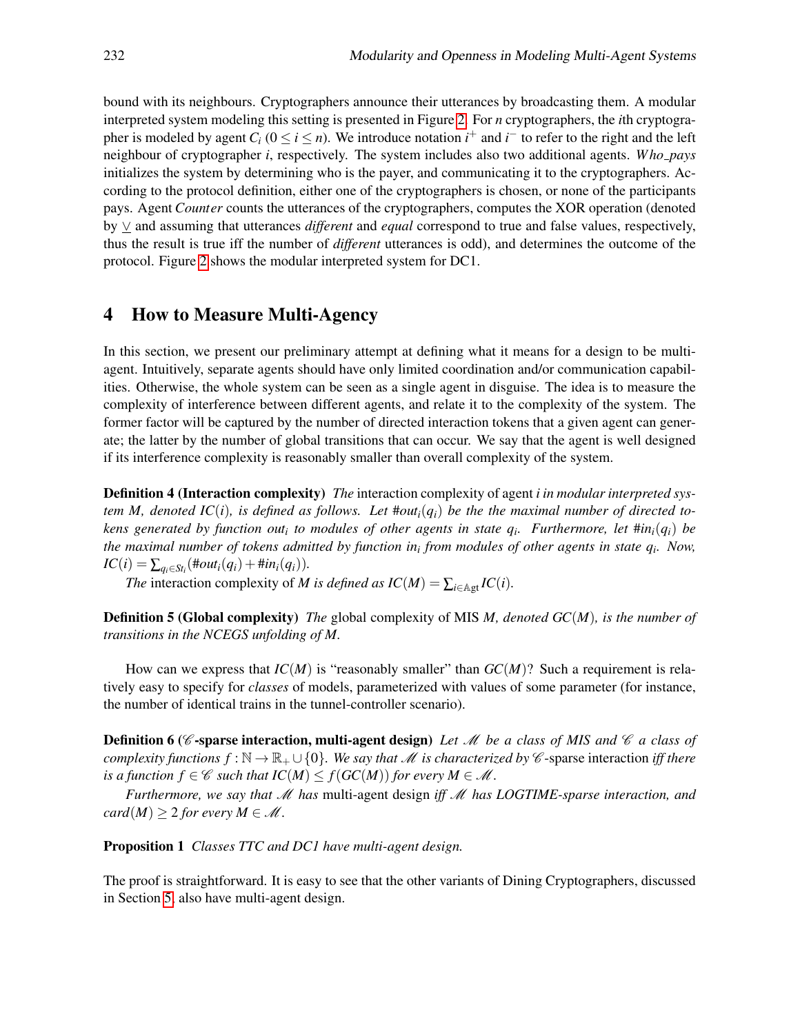bound with its neighbours. Cryptographers announce their utterances by broadcasting them. A modular interpreted system modeling this setting is presented in Figure 2. For $n$ cryptographers, the $i$th cryptographer is modeled by agent $C_i$ ($0 \le i \le n$). We introduce notation $i^+$ and $i^-$ to refer to the right and the left neighbour of cryptographer $i$, respectively. The system includes also two additional agents. $Who\_pays$ initializes the system by determining who is the payer, and communicating it to the cryptographers. According to the protocol definition, either one of the cryptographers is chosen, or none of the participants pays. Agent $Counter$ counts the utterances of the cryptographers, computes the XOR operation (denoted by $\veebar$ and assuming that utterances *different* and *equal* correspond to true and false values, respectively, thus the result is true iff the number of *different* utterances is odd), and determines the outcome of the protocol. Figure 2 shows the modular interpreted system for DC1.

## 4 How to Measure Multi-Agency

In this section, we present our preliminary attempt at defining what it means for a design to be multi-agent. Intuitively, separate agents should have only limited coordination and/or communication capabilities. Otherwise, the whole system can be seen as a single agent in disguise. The idea is to measure the complexity of interference between different agents, and relate it to the complexity of the system. The former factor will be captured by the number of directed interaction tokens that a given agent can generate; the latter by the number of global transitions that can occur. We say that the agent is well designed if its interference complexity is reasonably smaller than overall complexity of the system.

**Definition 4 (Interaction complexity)** *The* interaction complexity *of agent $i$ in modular interpreted system $M$, denoted $IC(i)$, is defined as follows. Let $\#out_i(q_i)$ be the the maximal number of directed tokens generated by function $out_i$ to modules of other agents in state $q_i$. Furthermore, let $\#in_i(q_i)$ be the maximal number of tokens admitted by function $in_i$ from modules of other agents in state $q_i$. Now, $IC(i) = \sum_{q_i \in St_i}(\#out_i(q_i) + \#in_i(q_i))$.*

*The* interaction complexity *of $M$ is defined as $IC(M) = \sum_{i \in \mathbb{A}\mathrm{gt}} IC(i)$.*

**Definition 5 (Global complexity)** *The* global complexity *of MIS $M$, denoted $GC(M)$, is the number of transitions in the NCEGS unfolding of $M$.*

How can we express that $IC(M)$ is "reasonably smaller" than $GC(M)$? Such a requirement is relatively easy to specify for *classes* of models, parameterized with values of some parameter (for instance, the number of identical trains in the tunnel-controller scenario).

**Definition 6 ($\mathscr{C}$-sparse interaction, multi-agent design)** *Let $\mathscr{M}$ be a class of MIS and $\mathscr{C}$ a class of complexity functions $f : \mathbb{N} \to \mathbb{R}_+ \cup \{0\}$. We say that $\mathscr{M}$ is characterized by $\mathscr{C}$-*sparse interaction *iff there is a function $f \in \mathscr{C}$ such that $IC(M) \le f(GC(M))$ for every $M \in \mathscr{M}$.*

*Furthermore, we say that $\mathscr{M}$ has* multi-agent design *iff $\mathscr{M}$ has LOGTIME-sparse interaction, and $card(M) \ge 2$ for every $M \in \mathscr{M}$.*

**Proposition 1** *Classes TTC and DC1 have multi-agent design.*

The proof is straightforward. It is easy to see that the other variants of Dining Cryptographers, discussed in Section 5, also have multi-agent design.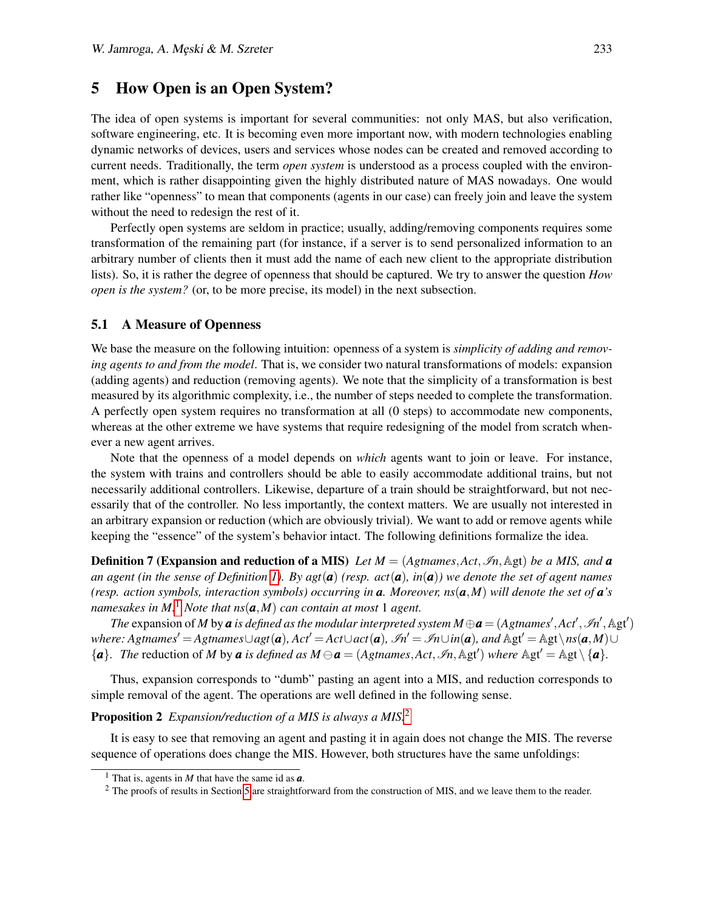## 5 How Open is an Open System?

The idea of open systems is important for several communities: not only MAS, but also verification, software engineering, etc. It is becoming even more important now, with modern technologies enabling dynamic networks of devices, users and services whose nodes can be created and removed according to current needs. Traditionally, the term *open system* is understood as a process coupled with the environment, which is rather disappointing given the highly distributed nature of MAS nowadays. One would rather like "openness" to mean that components (agents in our case) can freely join and leave the system without the need to redesign the rest of it.

Perfectly open systems are seldom in practice; usually, adding/removing components requires some transformation of the remaining part (for instance, if a server is to send personalized information to an arbitrary number of clients then it must add the name of each new client to the appropriate distribution lists). So, it is rather the degree of openness that should be captured. We try to answer the question *How open is the system?* (or, to be more precise, its model) in the next subsection.

### 5.1 A Measure of Openness

We base the measure on the following intuition: openness of a system is *simplicity of adding and removing agents to and from the model*. That is, we consider two natural transformations of models: expansion (adding agents) and reduction (removing agents). We note that the simplicity of a transformation is best measured by its algorithmic complexity, i.e., the number of steps needed to complete the transformation. A perfectly open system requires no transformation at all (0 steps) to accommodate new components, whereas at the other extreme we have systems that require redesigning of the model from scratch whenever a new agent arrives.

Note that the openness of a model depends on *which* agents want to join or leave. For instance, the system with trains and controllers should be able to easily accommodate additional trains, but not necessarily additional controllers. Likewise, departure of a train should be straightforward, but not necessarily that of the controller. No less importantly, the context matters. We are usually not interested in an arbitrary expansion or reduction (which are obviously trivial). We want to add or remove agents while keeping the "essence" of the system's behavior intact. The following definitions formalize the idea.

**Definition 7 (Expansion and reduction of a MIS)** *Let* $M = (Agtnames, Act, \mathscr{In}, \mathbb{A}\mathrm{gt})$ *be a MIS, and* $\boldsymbol{a}$ *an agent (in the sense of Definition 1). By* $agt(\boldsymbol{a})$ *(resp.* $act(\boldsymbol{a})$*,* $in(\boldsymbol{a})$*) we denote the set of agent names (resp. action symbols, interaction symbols) occurring in* $\boldsymbol{a}$*. Moreover,* $ns(\boldsymbol{a}, M)$ *will denote the set of* $\boldsymbol{a}$*'s namesakes in* $M$*.*[1] *Note that* $ns(\boldsymbol{a}, M)$ *can contain at most* 1 *agent.*

*The* expansion of $M$ by $\boldsymbol{a}$ *is defined as the modular interpreted system* $M \oplus \boldsymbol{a} = (Agtnames', Act', \mathscr{In}', \mathbb{A}\mathrm{gt}')$ *where:* $Agtnames' = Agtnames \cup agt(\boldsymbol{a})$*,* $Act' = Act \cup act(\boldsymbol{a})$*,* $\mathscr{In}' = \mathscr{In} \cup in(\boldsymbol{a})$*, and* $\mathbb{A}\mathrm{gt}' = \mathbb{A}\mathrm{gt} \setminus ns(\boldsymbol{a}, M) \cup \{\boldsymbol{a}\}$*. The* reduction of $M$ by $\boldsymbol{a}$ *is defined as* $M \ominus \boldsymbol{a} = (Agtnames, Act, \mathscr{In}, \mathbb{A}\mathrm{gt}')$ *where* $\mathbb{A}\mathrm{gt}' = \mathbb{A}\mathrm{gt} \setminus \{\boldsymbol{a}\}$*.*

Thus, expansion corresponds to "dumb" pasting an agent into a MIS, and reduction corresponds to simple removal of the agent. The operations are well defined in the following sense.

**Proposition 2** *Expansion/reduction of a MIS is always a MIS.*[2]

It is easy to see that removing an agent and pasting it in again does not change the MIS. The reverse sequence of operations does change the MIS. However, both structures have the same unfoldings:

---

[1] That is, agents in $M$ that have the same id as $\boldsymbol{a}$.

[2] The proofs of results in Section 5 are straightforward from the construction of MIS, and we leave them to the reader.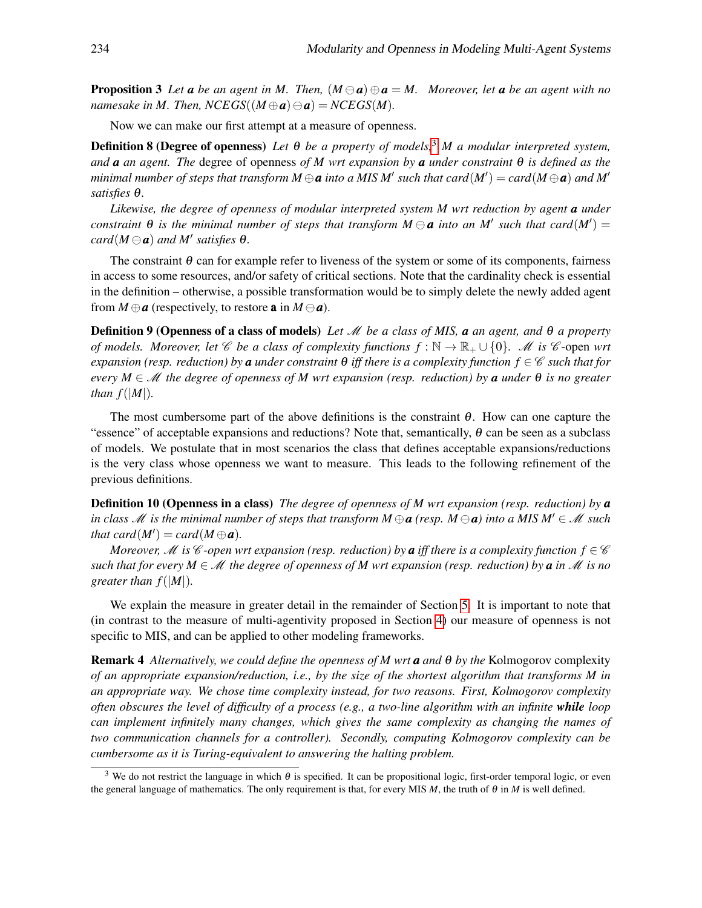**Proposition 3** *Let* $\boldsymbol{a}$ *be an agent in* $M$*. Then,* $(M \ominus \boldsymbol{a}) \oplus \boldsymbol{a} = M$*. Moreover, let* $\boldsymbol{a}$ *be an agent with no namesake in* $M$*. Then,* $NCEGS((M \oplus \boldsymbol{a}) \ominus \boldsymbol{a}) = NCEGS(M)$*.*

Now we can make our first attempt at a measure of openness.

**Definition 8 (Degree of openness)** *Let* $\theta$ *be a property of models,*[3] $M$ *a modular interpreted system, and* $\boldsymbol{a}$ *an agent. The* degree of openness *of* $M$ *wrt expansion by* $\boldsymbol{a}$ *under constraint* $\theta$ *is defined as the minimal number of steps that transform* $M \oplus \boldsymbol{a}$ *into a MIS* $M'$ *such that* $card(M') = card(M \oplus \boldsymbol{a})$ *and* $M'$ *satisfies* $\theta$*.*

*Likewise, the degree of openness of modular interpreted system* $M$ *wrt reduction by agent* $\boldsymbol{a}$ *under constraint* $\theta$ *is the minimal number of steps that transform* $M \ominus \boldsymbol{a}$ *into an* $M'$ *such that* $card(M') = card(M \ominus \boldsymbol{a})$ *and* $M'$ *satisfies* $\theta$*.*

The constraint $\theta$ can for example refer to liveness of the system or some of its components, fairness in access to some resources, and/or safety of critical sections. Note that the cardinality check is essential in the definition – otherwise, a possible transformation would be to simply delete the newly added agent from $M \oplus \boldsymbol{a}$ (respectively, to restore **a** in $M \ominus \boldsymbol{a}$).

**Definition 9 (Openness of a class of models)** *Let* $\mathscr{M}$ *be a class of MIS,* $\boldsymbol{a}$ *an agent, and* $\theta$ *a property of models. Moreover, let* $\mathscr{C}$ *be a class of complexity functions* $f : \mathbb{N} \to \mathbb{R}_+ \cup \{0\}$*.* $\mathscr{M}$ *is* $\mathscr{C}$-open *wrt expansion (resp. reduction) by* $\boldsymbol{a}$ *under constraint* $\theta$ *iff there is a complexity function* $f \in \mathscr{C}$ *such that for every* $M \in \mathscr{M}$ *the degree of openness of* $M$ *wrt expansion (resp. reduction) by* $\boldsymbol{a}$ *under* $\theta$ *is no greater than* $f(|M|)$*.*

The most cumbersome part of the above definitions is the constraint $\theta$. How can one capture the "essence" of acceptable expansions and reductions? Note that, semantically, $\theta$ can be seen as a subclass of models. We postulate that in most scenarios the class that defines acceptable expansions/reductions is the very class whose openness we want to measure. This leads to the following refinement of the previous definitions.

**Definition 10 (Openness in a class)** *The degree of openness of* $M$ *wrt expansion (resp. reduction) by* $\boldsymbol{a}$ *in class* $\mathscr{M}$ *is the minimal number of steps that transform* $M \oplus \boldsymbol{a}$ *(resp.* $M \ominus \boldsymbol{a}$*) into a MIS* $M' \in \mathscr{M}$ *such that* $card(M') = card(M \oplus \boldsymbol{a})$*.*

*Moreover,* $\mathscr{M}$ *is* $\mathscr{C}$*-open wrt expansion (resp. reduction) by* $\boldsymbol{a}$ *iff there is a complexity function* $f \in \mathscr{C}$ *such that for every* $M \in \mathscr{M}$ *the degree of openness of* $M$ *wrt expansion (resp. reduction) by* $\boldsymbol{a}$ *in* $\mathscr{M}$ *is no greater than* $f(|M|)$*.*

We explain the measure in greater detail in the remainder of Section 5. It is important to note that (in contrast to the measure of multi-agentivity proposed in Section 4) our measure of openness is not specific to MIS, and can be applied to other modeling frameworks.

**Remark 4** *Alternatively, we could define the openness of* $M$ *wrt* $\boldsymbol{a}$ *and* $\theta$ *by the* Kolmogorov complexity *of an appropriate expansion/reduction, i.e., by the size of the shortest algorithm that transforms* $M$ *in an appropriate way. We chose time complexity instead, for two reasons. First, Kolmogorov complexity often obscures the level of difficulty of a process (e.g., a two-line algorithm with an infinite* ***while*** *loop can implement infinitely many changes, which gives the same complexity as changing the names of two communication channels for a controller). Secondly, computing Kolmogorov complexity can be cumbersome as it is Turing-equivalent to answering the halting problem.*

[3] We do not restrict the language in which $\theta$ is specified. It can be propositional logic, first-order temporal logic, or even the general language of mathematics. The only requirement is that, for every MIS $M$, the truth of $\theta$ in $M$ is well defined.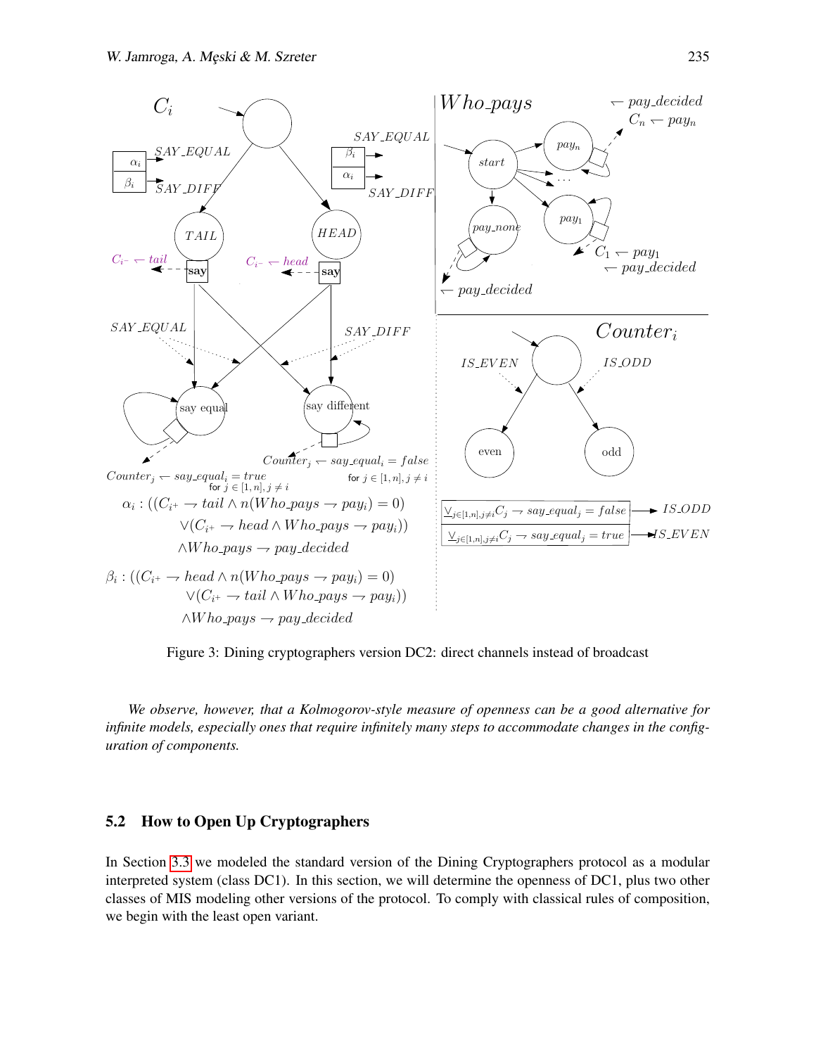Figure 3: Dining cryptographers version DC2: direct channels instead of broadcast

*We observe, however, that a Kolmogorov-style measure of openness can be a good alternative for infinite models, especially ones that require infinitely many steps to accommodate changes in the configuration of components.*

## 5.2 How to Open Up Cryptographers

In Section 3.3 we modeled the standard version of the Dining Cryptographers protocol as a modular interpreted system (class DC1). In this section, we will determine the openness of DC1, plus two other classes of MIS modeling other versions of the protocol. To comply with classical rules of composition, we begin with the least open variant.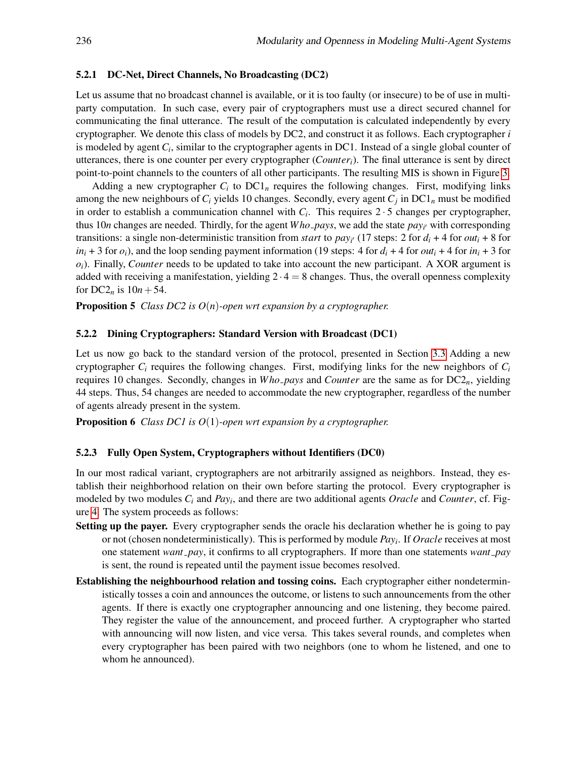#### 5.2.1 DC-Net, Direct Channels, No Broadcasting (DC2)

Let us assume that no broadcast channel is available, or it is too faulty (or insecure) to be of use in multi-party computation. In such case, every pair of cryptographers must use a direct secured channel for communicating the final utterance. The result of the computation is calculated independently by every cryptographer. We denote this class of models by DC2, and construct it as follows. Each cryptographer $i$ is modeled by agent $C_i$, similar to the cryptographer agents in DC1. Instead of a single global counter of utterances, there is one counter per every cryptographer ($Counter_i$). The final utterance is sent by direct point-to-point channels to the counters of all other participants. The resulting MIS is shown in Figure 3.

Adding a new cryptographer $C_i$ to $\mathrm{DC1}_n$ requires the following changes. First, modifying links among the new neighbours of $C_i$ yields 10 changes. Secondly, every agent $C_j$ in $\mathrm{DC1}_n$ must be modified in order to establish a communication channel with $C_i$. This requires $2 \cdot 5$ changes per cryptographer, thus $10n$ changes are needed. Thirdly, for the agent $Who\_pays$, we add the state $pay_{i'}$ with corresponding transitions: a single non-deterministic transition from $start$ to $pay_{i'}$ (17 steps: 2 for $d_i$ + 4 for $out_i$ + 8 for $in_i$ + 3 for $o_i$), and the loop sending payment information (19 steps: 4 for $d_i$ + 4 for $out_i$ + 4 for $in_i$ + 3 for $o_i$). Finally, $Counter$ needs to be updated to take into account the new participant. A XOR argument is added with receiving a manifestation, yielding $2 \cdot 4 = 8$ changes. Thus, the overall openness complexity for $\mathrm{DC2}_n$ is $10n + 54$.

**Proposition 5** *Class DC2 is $O(n)$-open wrt expansion by a cryptographer.*

#### 5.2.2 Dining Cryptographers: Standard Version with Broadcast (DC1)

Let us now go back to the standard version of the protocol, presented in Section 3.3 Adding a new cryptographer $C_i$ requires the following changes. First, modifying links for the new neighbors of $C_i$ requires 10 changes. Secondly, changes in $Who\_pays$ and $Counter$ are the same as for $\mathrm{DC2}_n$, yielding 44 steps. Thus, 54 changes are needed to accommodate the new cryptographer, regardless of the number of agents already present in the system.

**Proposition 6** *Class DC1 is $O(1)$-open wrt expansion by a cryptographer.*

#### 5.2.3 Fully Open System, Cryptographers without Identifiers (DC0)

In our most radical variant, cryptographers are not arbitrarily assigned as neighbors. Instead, they establish their neighborhood relation on their own before starting the protocol. Every cryptographer is modeled by two modules $C_i$ and $Pay_i$, and there are two additional agents $Oracle$ and $Counter$, cf. Figure 4. The system proceeds as follows:

**Setting up the payer.** Every cryptographer sends the oracle his declaration whether he is going to pay or not (chosen nondeterministically). This is performed by module $Pay_i$. If $Oracle$ receives at most one statement $want\_pay$, it confirms to all cryptographers. If more than one statements $want\_pay$ is sent, the round is repeated until the payment issue becomes resolved.

**Establishing the neighbourhood relation and tossing coins.** Each cryptographer either nondeterministically tosses a coin and announces the outcome, or listens to such announcements from the other agents. If there is exactly one cryptographer announcing and one listening, they become paired. They register the value of the announcement, and proceed further. A cryptographer who started with announcing will now listen, and vice versa. This takes several rounds, and completes when every cryptographer has been paired with two neighbors (one to whom he listened, and one to whom he announced).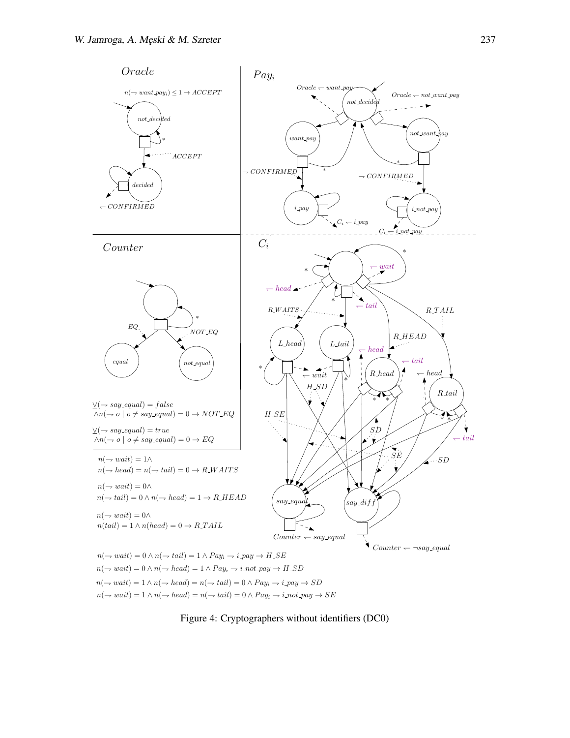Figure 4: Cryptographers without identifiers (DC0)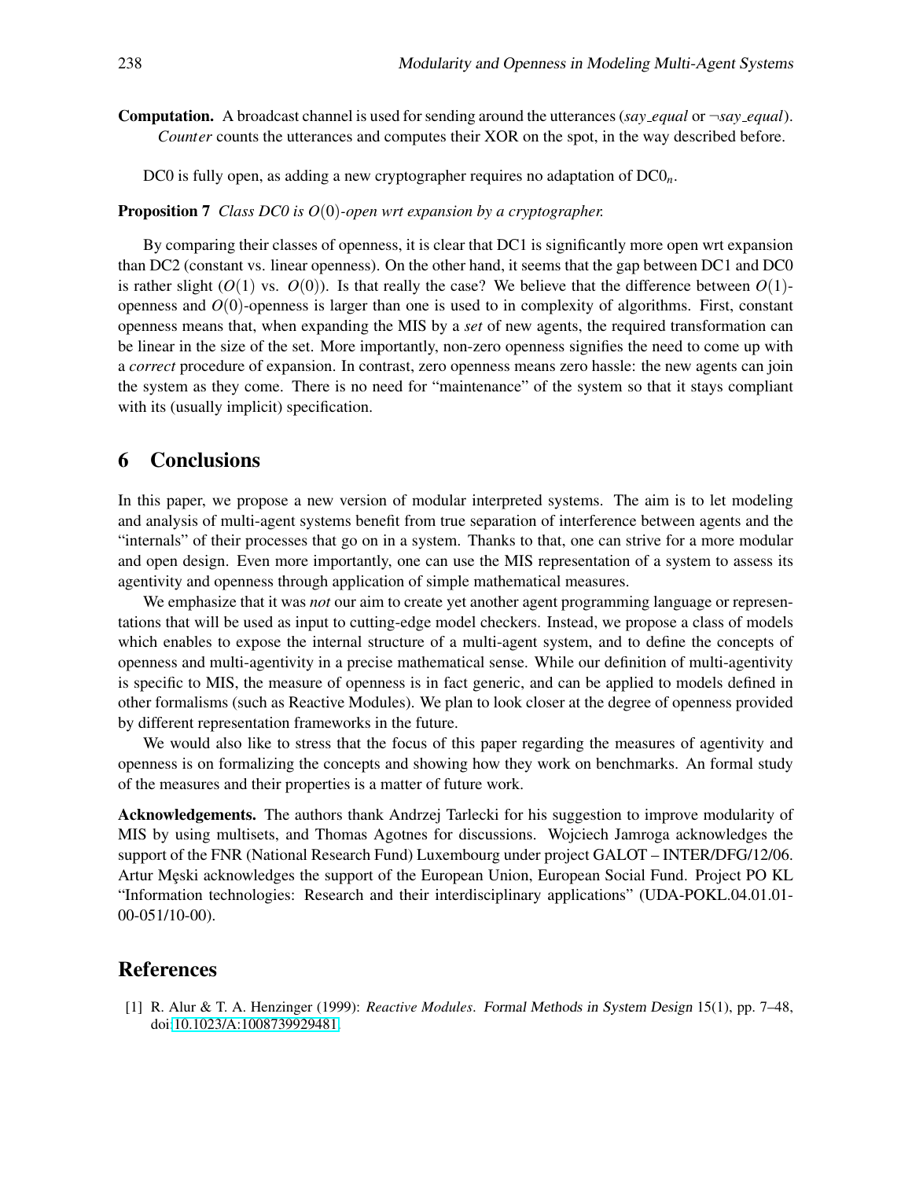**Computation.** A broadcast channel is used for sending around the utterances (*say_equal* or $\neg$*say_equal*). *Counter* counts the utterances and computes their XOR on the spot, in the way described before.

DC0 is fully open, as adding a new cryptographer requires no adaptation of $\mathrm{DC0}_n$.

**Proposition 7** *Class DC0 is $O(0)$-open wrt expansion by a cryptographer.*

By comparing their classes of openness, it is clear that DC1 is significantly more open wrt expansion than DC2 (constant vs. linear openness). On the other hand, it seems that the gap between DC1 and DC0 is rather slight ($O(1)$ vs. $O(0)$). Is that really the case? We believe that the difference between $O(1)$-openness and $O(0)$-openness is larger than one is used to in complexity of algorithms. First, constant openness means that, when expanding the MIS by a *set* of new agents, the required transformation can be linear in the size of the set. More importantly, non-zero openness signifies the need to come up with a *correct* procedure of expansion. In contrast, zero openness means zero hassle: the new agents can join the system as they come. There is no need for "maintenance" of the system so that it stays compliant with its (usually implicit) specification.

## 6 Conclusions

In this paper, we propose a new version of modular interpreted systems. The aim is to let modeling and analysis of multi-agent systems benefit from true separation of interference between agents and the "internals" of their processes that go on in a system. Thanks to that, one can strive for a more modular and open design. Even more importantly, one can use the MIS representation of a system to assess its agentivity and openness through application of simple mathematical measures.

We emphasize that it was *not* our aim to create yet another agent programming language or representations that will be used as input to cutting-edge model checkers. Instead, we propose a class of models which enables to expose the internal structure of a multi-agent system, and to define the concepts of openness and multi-agentivity in a precise mathematical sense. While our definition of multi-agentivity is specific to MIS, the measure of openness is in fact generic, and can be applied to models defined in other formalisms (such as Reactive Modules). We plan to look closer at the degree of openness provided by different representation frameworks in the future.

We would also like to stress that the focus of this paper regarding the measures of agentivity and openness is on formalizing the concepts and showing how they work on benchmarks. An formal study of the measures and their properties is a matter of future work.

**Acknowledgements.** The authors thank Andrzej Tarlecki for his suggestion to improve modularity of MIS by using multisets, and Thomas Agotnes for discussions. Wojciech Jamroga acknowledges the support of the FNR (National Research Fund) Luxembourg under project GALOT – INTER/DFG/12/06. Artur Męski acknowledges the support of the European Union, European Social Fund. Project PO KL "Information technologies: Research and their interdisciplinary applications" (UDA-POKL.04.01.01-00-051/10-00).

## References

[1] R. Alur & T. A. Henzinger (1999): *Reactive Modules*. Formal Methods in System Design 15(1), pp. 7–48, doi:10.1023/A:1008739929481.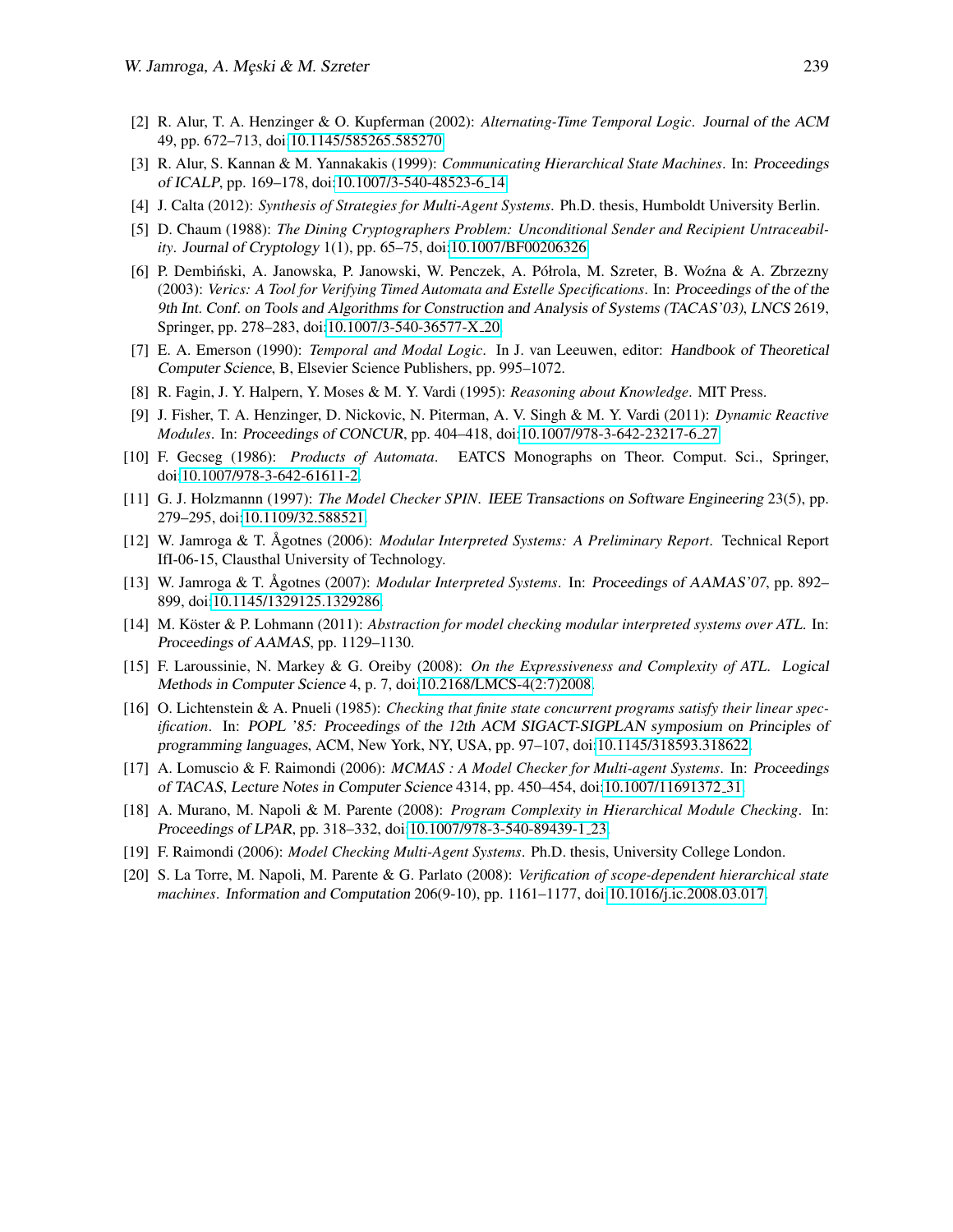[2] R. Alur, T. A. Henzinger & O. Kupferman (2002): *Alternating-Time Temporal Logic*. Journal of the ACM 49, pp. 672–713, doi:10.1145/585265.585270.

[3] R. Alur, S. Kannan & M. Yannakakis (1999): *Communicating Hierarchical State Machines*. In: Proceedings of ICALP, pp. 169–178, doi:10.1007/3-540-48523-6_14.

[4] J. Calta (2012): *Synthesis of Strategies for Multi-Agent Systems*. Ph.D. thesis, Humboldt University Berlin.

[5] D. Chaum (1988): *The Dining Cryptographers Problem: Unconditional Sender and Recipient Untraceability*. Journal of Cryptology 1(1), pp. 65–75, doi:10.1007/BF00206326.

[6] P. Dembiński, A. Janowska, P. Janowski, W. Penczek, A. Półrola, M. Szreter, B. Woźna & A. Zbrzezny (2003): *Verics: A Tool for Verifying Timed Automata and Estelle Specifications*. In: Proceedings of the of the 9th Int. Conf. on Tools and Algorithms for Construction and Analysis of Systems (TACAS'03), LNCS 2619, Springer, pp. 278–283, doi:10.1007/3-540-36577-X_20.

[7] E. A. Emerson (1990): *Temporal and Modal Logic*. In J. van Leeuwen, editor: Handbook of Theoretical Computer Science, B, Elsevier Science Publishers, pp. 995–1072.

[8] R. Fagin, J. Y. Halpern, Y. Moses & M. Y. Vardi (1995): *Reasoning about Knowledge*. MIT Press.

[9] J. Fisher, T. A. Henzinger, D. Nickovic, N. Piterman, A. V. Singh & M. Y. Vardi (2011): *Dynamic Reactive Modules*. In: Proceedings of CONCUR, pp. 404–418, doi:10.1007/978-3-642-23217-6_27.

[10] F. Gecseg (1986): *Products of Automata*. EATCS Monographs on Theor. Comput. Sci., Springer, doi:10.1007/978-3-642-61611-2.

[11] G. J. Holzmann (1997): *The Model Checker SPIN*. IEEE Transactions on Software Engineering 23(5), pp. 279–295, doi:10.1109/32.588521.

[12] W. Jamroga & T. Ågotnes (2006): *Modular Interpreted Systems: A Preliminary Report*. Technical Report IfI-06-15, Clausthal University of Technology.

[13] W. Jamroga & T. Ågotnes (2007): *Modular Interpreted Systems*. In: Proceedings of AAMAS'07, pp. 892–899, doi:10.1145/1329125.1329286.

[14] M. Köster & P. Lohmann (2011): *Abstraction for model checking modular interpreted systems over ATL*. In: Proceedings of AAMAS, pp. 1129–1130.

[15] F. Laroussinie, N. Markey & G. Oreiby (2008): *On the Expressiveness and Complexity of ATL*. Logical Methods in Computer Science 4, p. 7, doi:10.2168/LMCS-4(2:7)2008.

[16] O. Lichtenstein & A. Pnueli (1985): *Checking that finite state concurrent programs satisfy their linear specification*. In: POPL '85: Proceedings of the 12th ACM SIGACT-SIGPLAN symposium on Principles of programming languages, ACM, New York, NY, USA, pp. 97–107, doi:10.1145/318593.318622.

[17] A. Lomuscio & F. Raimondi (2006): *MCMAS : A Model Checker for Multi-agent Systems*. In: Proceedings of TACAS, Lecture Notes in Computer Science 4314, pp. 450–454, doi:10.1007/11691372_31.

[18] A. Murano, M. Napoli & M. Parente (2008): *Program Complexity in Hierarchical Module Checking*. In: Proceedings of LPAR, pp. 318–332, doi:10.1007/978-3-540-89439-1_23.

[19] F. Raimondi (2006): *Model Checking Multi-Agent Systems*. Ph.D. thesis, University College London.

[20] S. La Torre, M. Napoli, M. Parente & G. Parlato (2008): *Verification of scope-dependent hierarchical state machines*. Information and Computation 206(9-10), pp. 1161–1177, doi:10.1016/j.ic.2008.03.017.